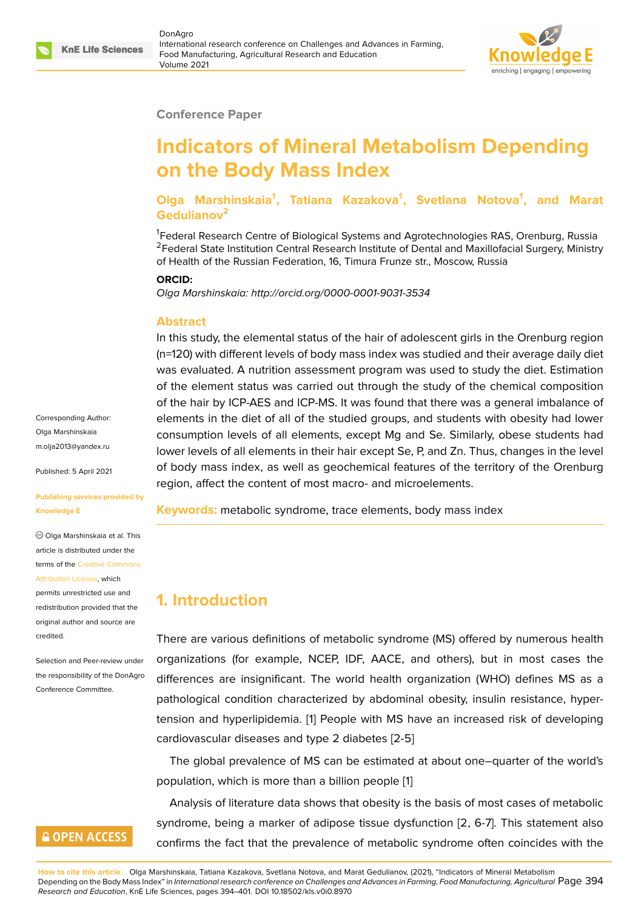Conference Paper

# Indicators of Mineral Metabolism Depending on the Body Mass Index

**Olga Marshinskaia[1], Tatiana Kazakova[1], Svetlana Notova[1], and Marat Gedulianov[2]**

[1]Federal Research Centre of Biological Systems and Agrotechnologies RAS, Orenburg, Russia
[2]Federal State Institution Central Research Institute of Dental and Maxillofacial Surgery, Ministry of Health of the Russian Federation, 16, Timura Frunze str., Moscow, Russia

**ORCID:**

*Olga Marshinskaia: http://orcid.org/0000-0001-9031-3534*

Corresponding Author: Olga Marshinskaia m.olja2013@yandex.ru

Published: 5 April 2021

Publishing services provided by Knowledge E

Olga Marshinskaia et al. This article is distributed under the terms of the Creative Commons Attribution License, which permits unrestricted use and redistribution provided that the original author and source are credited.

Selection and Peer-review under the responsibility of the DonAgro Conference Committee.

## Abstract

In this study, the elemental status of the hair of adolescent girls in the Orenburg region (n=120) with different levels of body mass index was studied and their average daily diet was evaluated. A nutrition assessment program was used to study the diet. Estimation of the element status was carried out through the study of the chemical composition of the hair by ICP-AES and ICP-MS. It was found that there was a general imbalance of elements in the diet of all of the studied groups, and students with obesity had lower consumption levels of all elements, except Mg and Se. Similarly, obese students had lower levels of all elements in their hair except Se, P, and Zn. Thus, changes in the level of body mass index, as well as geochemical features of the territory of the Orenburg region, affect the content of most macro- and microelements.

**Keywords:** metabolic syndrome, trace elements, body mass index

## 1. Introduction

There are various definitions of metabolic syndrome (MS) offered by numerous health organizations (for example, NCEP, IDF, AACE, and others), but in most cases the differences are insignificant. The world health organization (WHO) defines MS as a pathological condition characterized by abdominal obesity, insulin resistance, hypertension and hyperlipidemia. [1] People with MS have an increased risk of developing cardiovascular diseases and type 2 diabetes [2-5]

The global prevalence of MS can be estimated at about one–quarter of the world's population, which is more than a billion people [1]

Analysis of literature data shows that obesity is the basis of most cases of metabolic syndrome, being a marker of adipose tissue dysfunction [2, 6-7]. This statement also confirms the fact that the prevalence of metabolic syndrome often coincides with the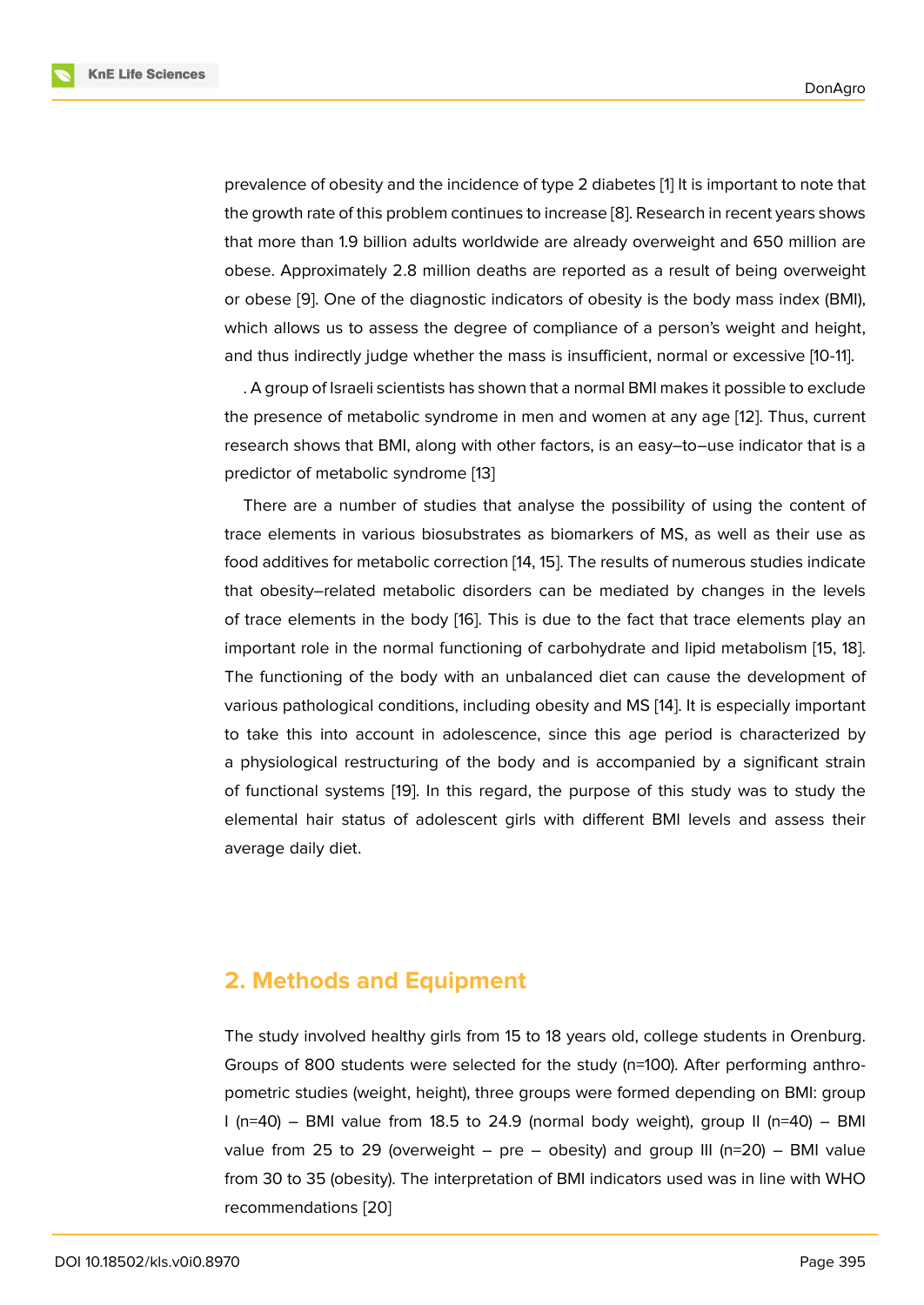prevalence of obesity and the incidence of type 2 diabetes [1] It is important to note that the growth rate of this problem continues to increase [8]. Research in recent years shows that more than 1.9 billion adults worldwide are already overweight and 650 million are obese. Approximately 2.8 million deaths are reported as a result of being overweight or obese [9]. One of the diagnostic indicators of obesity is the body mass index (BMI), which allows us to assess the degree of compliance of a person's weight and height, and thus indirectly judge whether the mass is insufficient, normal or excessive [10-11].

. A group of Israeli scientists has shown that a normal BMI makes it possible to exclude the presence of metabolic syndrome in men and women at any age [12]. Thus, current research shows that BMI, along with other factors, is an easy–to–use indicator that is a predictor of metabolic syndrome [13]

There are a number of studies that analyse the possibility of using the content of trace elements in various biosubstrates as biomarkers of MS, as well as their use as food additives for metabolic correction [14, 15]. The results of numerous studies indicate that obesity–related metabolic disorders can be mediated by changes in the levels of trace elements in the body [16]. This is due to the fact that trace elements play an important role in the normal functioning of carbohydrate and lipid metabolism [15, 18]. The functioning of the body with an unbalanced diet can cause the development of various pathological conditions, including obesity and MS [14]. It is especially important to take this into account in adolescence, since this age period is characterized by a physiological restructuring of the body and is accompanied by a significant strain of functional systems [19]. In this regard, the purpose of this study was to study the elemental hair status of adolescent girls with different BMI levels and assess their average daily diet.

## 2. Methods and Equipment

The study involved healthy girls from 15 to 18 years old, college students in Orenburg. Groups of 800 students were selected for the study (n=100). After performing anthropometric studies (weight, height), three groups were formed depending on BMI: group I (n=40) – BMI value from 18.5 to 24.9 (normal body weight), group II (n=40) – BMI value from 25 to 29 (overweight – pre – obesity) and group III (n=20) – BMI value from 30 to 35 (obesity). The interpretation of BMI indicators used was in line with WHO recommendations [20]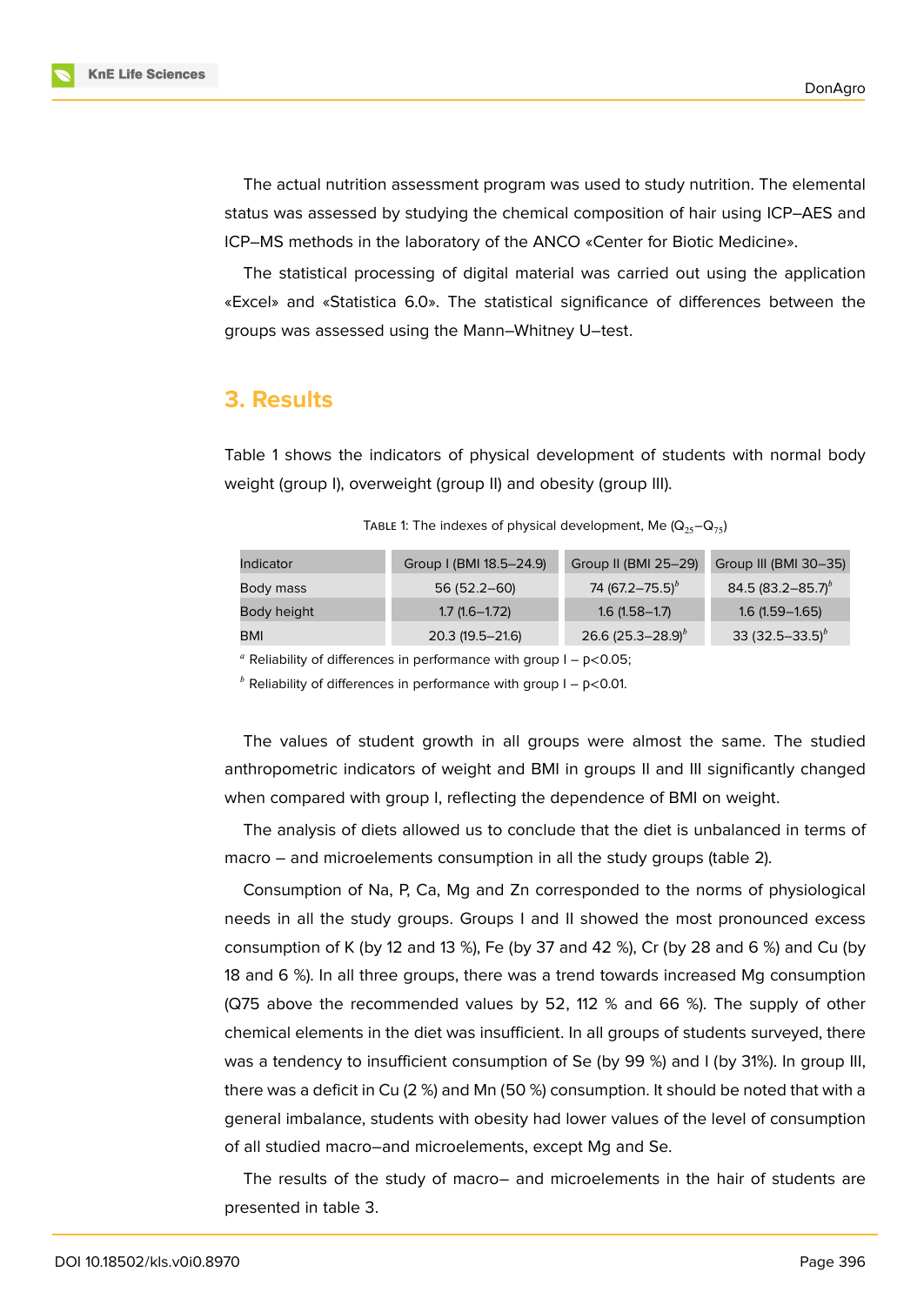The actual nutrition assessment program was used to study nutrition. The elemental status was assessed by studying the chemical composition of hair using ICP–AES and ICP–MS methods in the laboratory of the ANCO «Center for Biotic Medicine».

The statistical processing of digital material was carried out using the application «Excel» and «Statistica 6.0». The statistical significance of differences between the groups was assessed using the Mann–Whitney U–test.

## 3. Results

Table 1 shows the indicators of physical development of students with normal body weight (group I), overweight (group II) and obesity (group III).

Table 1: The indexes of physical development, Me ($Q_{25}$–$Q_{75}$)

| Indicator | Group I (BMI 18.5–24.9) | Group II (BMI 25–29) | Group III (BMI 30–35) |
|---|---|---|---|
| Body mass | 56 (52.2–60) | 74 (67.2–75.5)[b] | 84.5 (83.2–85.7)[b] |
| Body height | 1.7 (1.6–1.72) | 1.6 (1.58–1.7) | 1.6 (1.59–1.65) |
| BMI | 20.3 (19.5–21.6) | 26.6 (25.3–28.9)[b] | 33 (32.5–33.5)[b] |

[a] Reliability of differences in performance with group I – p<0.05;

[b] Reliability of differences in performance with group I – p<0.01.

The values of student growth in all groups were almost the same. The studied anthropometric indicators of weight and BMI in groups II and III significantly changed when compared with group I, reflecting the dependence of BMI on weight.

The analysis of diets allowed us to conclude that the diet is unbalanced in terms of macro – and microelements consumption in all the study groups (table 2).

Consumption of Na, P, Ca, Mg and Zn corresponded to the norms of physiological needs in all the study groups. Groups I and II showed the most pronounced excess consumption of K (by 12 and 13 %), Fe (by 37 and 42 %), Cr (by 28 and 6 %) and Cu (by 18 and 6 %). In all three groups, there was a trend towards increased Mg consumption (Q75 above the recommended values by 52, 112 % and 66 %). The supply of other chemical elements in the diet was insufficient. In all groups of students surveyed, there was a tendency to insufficient consumption of Se (by 99 %) and I (by 31%). In group III, there was a deficit in Cu (2 %) and Mn (50 %) consumption. It should be noted that with a general imbalance, students with obesity had lower values of the level of consumption of all studied macro–and microelements, except Mg and Se.

The results of the study of macro– and microelements in the hair of students are presented in table 3.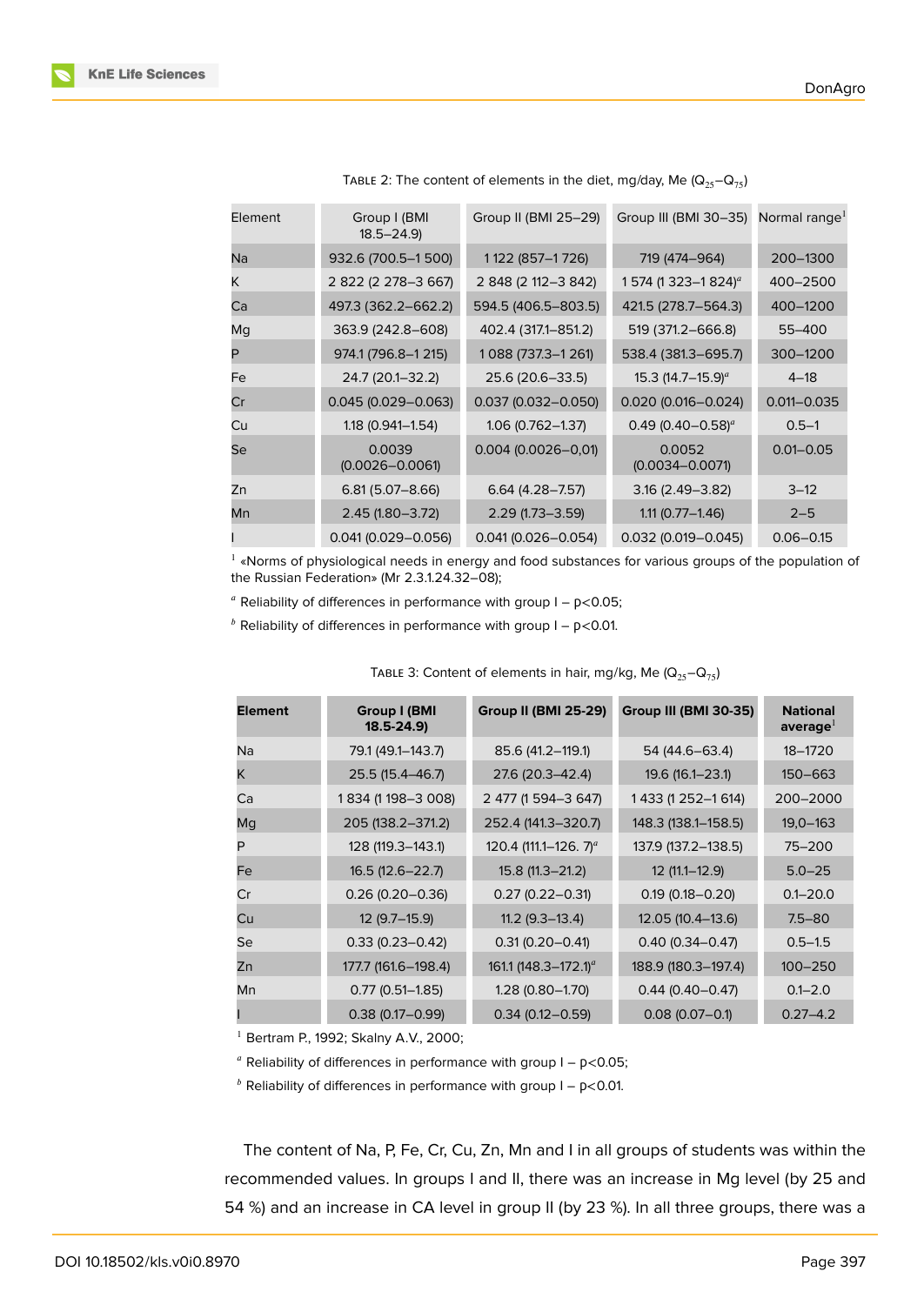TABLE 2: The content of elements in the diet, mg/day, Me ($Q_{25}$–$Q_{75}$)

| Element | Group I (BMI 18.5–24.9) | Group II (BMI 25–29) | Group III (BMI 30–35) | Normal range[1] |
|---|---|---|---|---|
| Na | 932.6 (700.5–1 500) | 1 122 (857–1 726) | 719 (474–964) | 200–1300 |
| K | 2 822 (2 278–3 667) | 2 848 (2 112–3 842) | 1 574 (1 323–1 824)[a] | 400–2500 |
| Ca | 497.3 (362.2–662.2) | 594.5 (406.5–803.5) | 421.5 (278.7–564.3) | 400–1200 |
| Mg | 363.9 (242.8–608) | 402.4 (317.1–851.2) | 519 (371.2–666.8) | 55–400 |
| P | 974.1 (796.8–1 215) | 1 088 (737.3–1 261) | 538.4 (381.3–695.7) | 300–1200 |
| Fe | 24.7 (20.1–32.2) | 25.6 (20.6–33.5) | 15.3 (14.7–15.9)[a] | 4–18 |
| Cr | 0.045 (0.029–0.063) | 0.037 (0.032–0.050) | 0.020 (0.016–0.024) | 0.011–0.035 |
| Cu | 1.18 (0.941–1.54) | 1.06 (0.762–1.37) | 0.49 (0.40–0.58)[a] | 0.5–1 |
| Se | 0.0039 (0.0026–0.0061) | 0.004 (0.0026–0,01) | 0.0052 (0.0034–0.0071) | 0.01–0.05 |
| Zn | 6.81 (5.07–8.66) | 6.64 (4.28–7.57) | 3.16 (2.49–3.82) | 3–12 |
| Mn | 2.45 (1.80–3.72) | 2.29 (1.73–3.59) | 1.11 (0.77–1.46) | 2–5 |
| I | 0.041 (0.029–0.056) | 0.041 (0.026–0.054) | 0.032 (0.019–0.045) | 0.06–0.15 |

[1] «Norms of physiological needs in energy and food substances for various groups of the population of the Russian Federation» (Mr 2.3.1.24.32–08);

[a] Reliability of differences in performance with group I – $p<0.05$;

[b] Reliability of differences in performance with group I – $p<0.01$.

TABLE 3: Content of elements in hair, mg/kg, Me ($Q_{25}$–$Q_{75}$)

| **Element** | **Group I (BMI 18.5-24.9)** | **Group II (BMI 25-29)** | **Group III (BMI 30-35)** | **National average**[1] |
|---|---|---|---|---|
| Na | 79.1 (49.1–143.7) | 85.6 (41.2–119.1) | 54 (44.6–63.4) | 18–1720 |
| K | 25.5 (15.4–46.7) | 27.6 (20.3–42.4) | 19.6 (16.1–23.1) | 150–663 |
| Ca | 1 834 (1 198–3 008) | 2 477 (1 594–3 647) | 1 433 (1 252–1 614) | 200–2000 |
| Mg | 205 (138.2–371.2) | 252.4 (141.3–320.7) | 148.3 (138.1–158.5) | 19,0–163 |
| P | 128 (119.3–143.1) | 120.4 (111.1–126. 7)[a] | 137.9 (137.2–138.5) | 75–200 |
| Fe | 16.5 (12.6–22.7) | 15.8 (11.3–21.2) | 12 (11.1–12.9) | 5.0–25 |
| Cr | 0.26 (0.20–0.36) | 0.27 (0.22–0.31) | 0.19 (0.18–0.20) | 0.1–20.0 |
| Cu | 12 (9.7–15.9) | 11.2 (9.3–13.4) | 12.05 (10.4–13.6) | 7.5–80 |
| Se | 0.33 (0.23–0.42) | 0.31 (0.20–0.41) | 0.40 (0.34–0.47) | 0.5–1.5 |
| Zn | 177.7 (161.6–198.4) | 161.1 (148.3–172.1)[a] | 188.9 (180.3–197.4) | 100–250 |
| Mn | 0.77 (0.51–1.85) | 1.28 (0.80–1.70) | 0.44 (0.40–0.47) | 0.1–2.0 |
| I | 0.38 (0.17–0.99) | 0.34 (0.12–0.59) | 0.08 (0.07–0.1) | 0.27–4.2 |

[1] Bertram P., 1992; Skalny A.V., 2000;

[a] Reliability of differences in performance with group I – $p<0.05$;

[b] Reliability of differences in performance with group I – $p<0.01$.

The content of Na, P, Fe, Cr, Cu, Zn, Mn and I in all groups of students was within the recommended values. In groups I and II, there was an increase in Mg level (by 25 and 54 %) and an increase in CA level in group II (by 23 %). In all three groups, there was a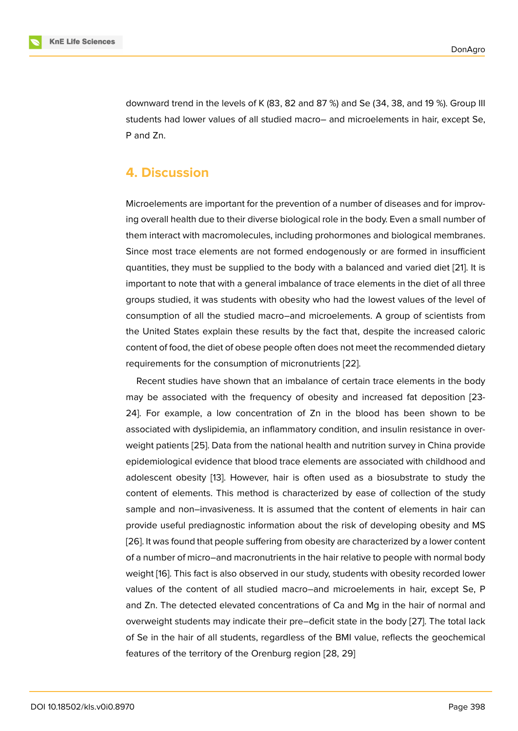downward trend in the levels of K (83, 82 and 87 %) and Se (34, 38, and 19 %). Group III students had lower values of all studied macro– and microelements in hair, except Se, P and Zn.

## 4. Discussion

Microelements are important for the prevention of a number of diseases and for improving overall health due to their diverse biological role in the body. Even a small number of them interact with macromolecules, including prohormones and biological membranes. Since most trace elements are not formed endogenously or are formed in insufficient quantities, they must be supplied to the body with a balanced and varied diet [21]. It is important to note that with a general imbalance of trace elements in the diet of all three groups studied, it was students with obesity who had the lowest values of the level of consumption of all the studied macro–and microelements. A group of scientists from the United States explain these results by the fact that, despite the increased caloric content of food, the diet of obese people often does not meet the recommended dietary requirements for the consumption of micronutrients [22].

Recent studies have shown that an imbalance of certain trace elements in the body may be associated with the frequency of obesity and increased fat deposition [23-24]. For example, a low concentration of Zn in the blood has been shown to be associated with dyslipidemia, an inflammatory condition, and insulin resistance in overweight patients [25]. Data from the national health and nutrition survey in China provide epidemiological evidence that blood trace elements are associated with childhood and adolescent obesity [13]. However, hair is often used as a biosubstrate to study the content of elements. This method is characterized by ease of collection of the study sample and non–invasiveness. It is assumed that the content of elements in hair can provide useful prediagnostic information about the risk of developing obesity and MS [26]. It was found that people suffering from obesity are characterized by a lower content of a number of micro–and macronutrients in the hair relative to people with normal body weight [16]. This fact is also observed in our study, students with obesity recorded lower values of the content of all studied macro–and microelements in hair, except Se, P and Zn. The detected elevated concentrations of Ca and Mg in the hair of normal and overweight students may indicate their pre–deficit state in the body [27]. The total lack of Se in the hair of all students, regardless of the BMI value, reflects the geochemical features of the territory of the Orenburg region [28, 29]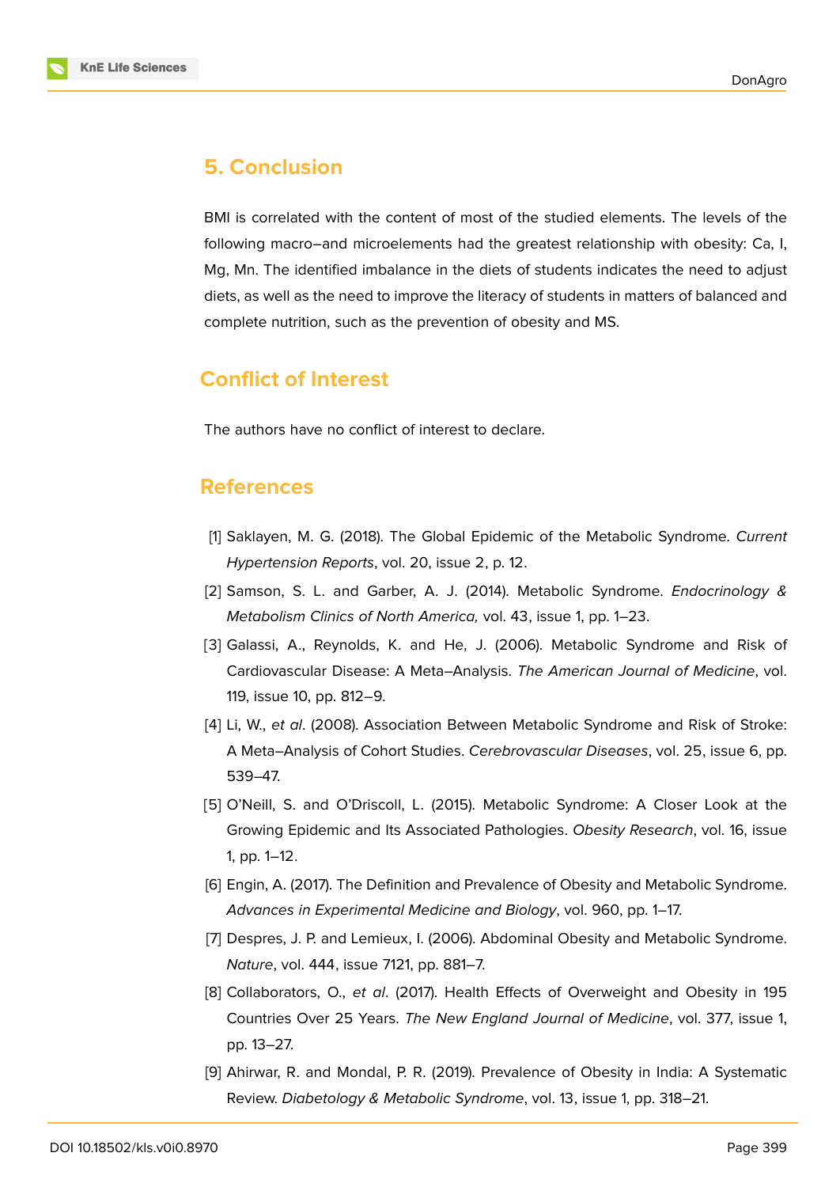## 5. Conclusion

BMI is correlated with the content of most of the studied elements. The levels of the following macro–and microelements had the greatest relationship with obesity: Ca, I, Mg, Mn. The identified imbalance in the diets of students indicates the need to adjust diets, as well as the need to improve the literacy of students in matters of balanced and complete nutrition, such as the prevention of obesity and MS.

## Conflict of Interest

The authors have no conflict of interest to declare.

## References

[1] Saklayen, M. G. (2018). The Global Epidemic of the Metabolic Syndrome. *Current Hypertension Reports*, vol. 20, issue 2, p. 12.

[2] Samson, S. L. and Garber, A. J. (2014). Metabolic Syndrome. *Endocrinology & Metabolism Clinics of North America,* vol. 43, issue 1, pp. 1–23.

[3] Galassi, A., Reynolds, K. and He, J. (2006). Metabolic Syndrome and Risk of Cardiovascular Disease: A Meta–Analysis. *The American Journal of Medicine*, vol. 119, issue 10, pp. 812–9.

[4] Li, W., *et al*. (2008). Association Between Metabolic Syndrome and Risk of Stroke: A Meta–Analysis of Cohort Studies. *Cerebrovascular Diseases*, vol. 25, issue 6, pp. 539–47.

[5] O'Neill, S. and O'Driscoll, L. (2015). Metabolic Syndrome: A Closer Look at the Growing Epidemic and Its Associated Pathologies. *Obesity Research*, vol. 16, issue 1, pp. 1–12.

[6] Engin, A. (2017). The Definition and Prevalence of Obesity and Metabolic Syndrome. *Advances in Experimental Medicine and Biology*, vol. 960, pp. 1–17.

[7] Despres, J. P. and Lemieux, I. (2006). Abdominal Obesity and Metabolic Syndrome. *Nature*, vol. 444, issue 7121, pp. 881–7.

[8] Collaborators, O., *et al*. (2017). Health Effects of Overweight and Obesity in 195 Countries Over 25 Years. *The New England Journal of Medicine*, vol. 377, issue 1, pp. 13–27.

[9] Ahirwar, R. and Mondal, P. R. (2019). Prevalence of Obesity in India: A Systematic Review. *Diabetology & Metabolic Syndrome*, vol. 13, issue 1, pp. 318–21.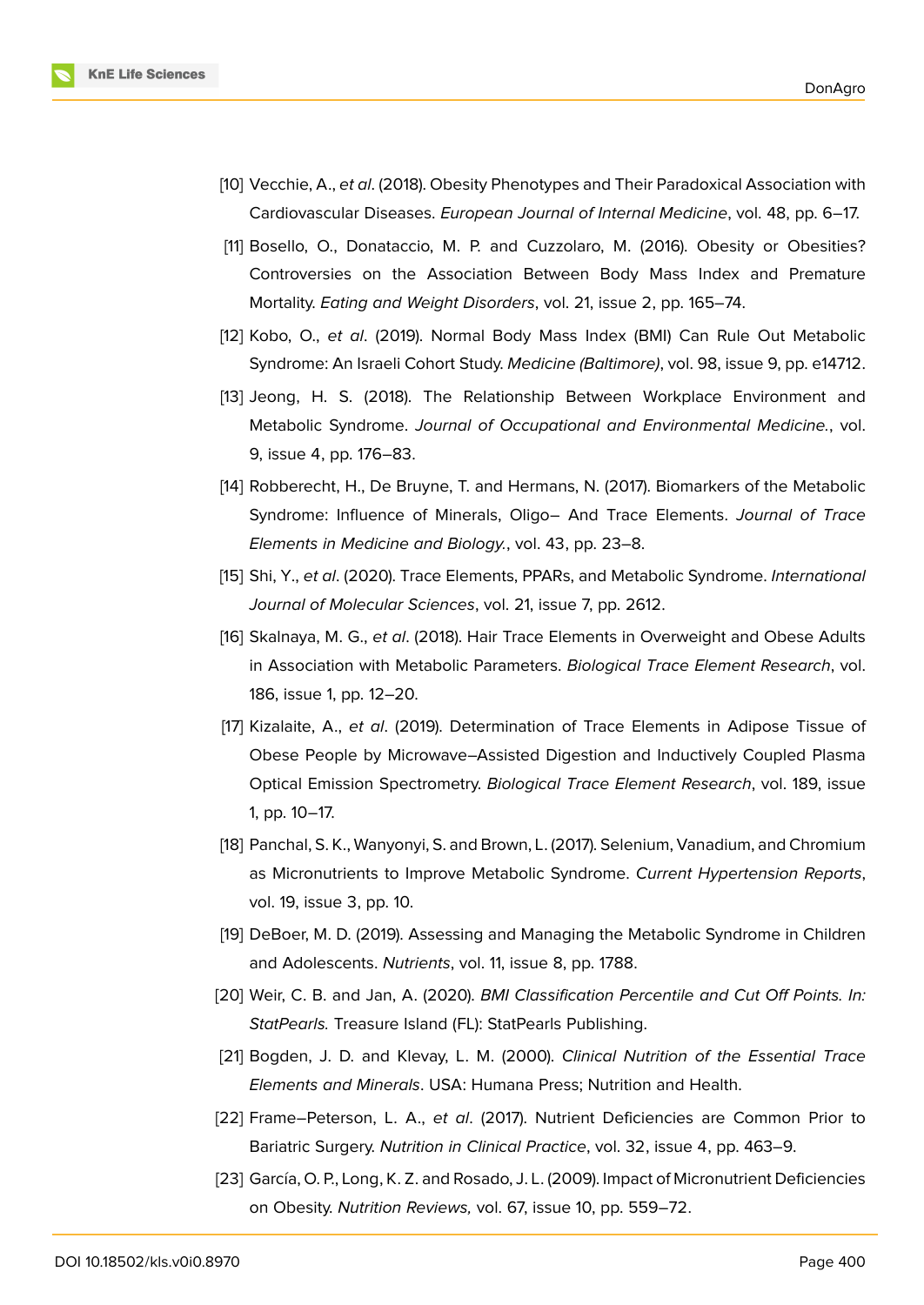[10] Vecchie, A., *et al*. (2018). Obesity Phenotypes and Their Paradoxical Association with Cardiovascular Diseases. *European Journal of Internal Medicine*, vol. 48, pp. 6–17.

[11] Bosello, O., Donataccio, M. P. and Cuzzolaro, M. (2016). Obesity or Obesities? Controversies on the Association Between Body Mass Index and Premature Mortality. *Eating and Weight Disorders*, vol. 21, issue 2, pp. 165–74.

[12] Kobo, O., *et al*. (2019). Normal Body Mass Index (BMI) Can Rule Out Metabolic Syndrome: An Israeli Cohort Study. *Medicine (Baltimore)*, vol. 98, issue 9, pp. e14712.

[13] Jeong, H. S. (2018). The Relationship Between Workplace Environment and Metabolic Syndrome. *Journal of Occupational and Environmental Medicine.*, vol. 9, issue 4, pp. 176–83.

[14] Robberecht, H., De Bruyne, T. and Hermans, N. (2017). Biomarkers of the Metabolic Syndrome: Influence of Minerals, Oligo– And Trace Elements. *Journal of Trace Elements in Medicine and Biology.*, vol. 43, pp. 23–8.

[15] Shi, Y., *et al*. (2020). Trace Elements, PPARs, and Metabolic Syndrome. *International Journal of Molecular Sciences*, vol. 21, issue 7, pp. 2612.

[16] Skalnaya, M. G., *et al*. (2018). Hair Trace Elements in Overweight and Obese Adults in Association with Metabolic Parameters. *Biological Trace Element Research*, vol. 186, issue 1, pp. 12–20.

[17] Kizalaite, A., *et al*. (2019). Determination of Trace Elements in Adipose Tissue of Obese People by Microwave–Assisted Digestion and Inductively Coupled Plasma Optical Emission Spectrometry. *Biological Trace Element Research*, vol. 189, issue 1, pp. 10–17.

[18] Panchal, S. K., Wanyonyi, S. and Brown, L. (2017). Selenium, Vanadium, and Chromium as Micronutrients to Improve Metabolic Syndrome. *Current Hypertension Reports*, vol. 19, issue 3, pp. 10.

[19] DeBoer, M. D. (2019). Assessing and Managing the Metabolic Syndrome in Children and Adolescents. *Nutrients*, vol. 11, issue 8, pp. 1788.

[20] Weir, C. B. and Jan, A. (2020). *BMI Classification Percentile and Cut Off Points. In: StatPearls.* Treasure Island (FL): StatPearls Publishing.

[21] Bogden, J. D. and Klevay, L. M. (2000). *Clinical Nutrition of the Essential Trace Elements and Minerals*. USA: Humana Press; Nutrition and Health.

[22] Frame–Peterson, L. A., *et al*. (2017). Nutrient Deficiencies are Common Prior to Bariatric Surgery. *Nutrition in Clinical Practice*, vol. 32, issue 4, pp. 463–9.

[23] García, O. P., Long, K. Z. and Rosado, J. L. (2009). Impact of Micronutrient Deficiencies on Obesity. *Nutrition Reviews,* vol. 67, issue 10, pp. 559–72.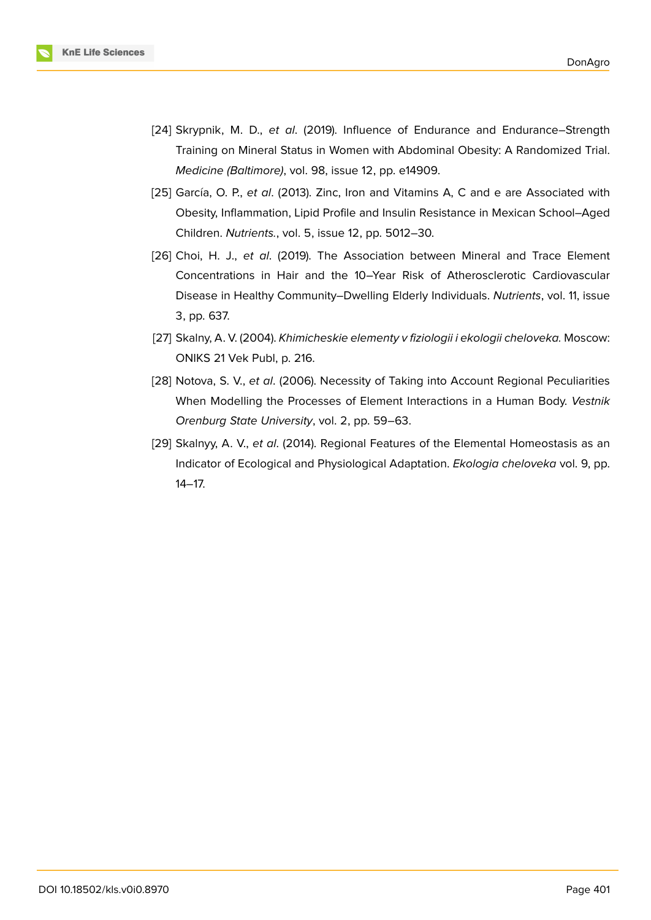[24] Skrypnik, M. D., *et al*. (2019). Influence of Endurance and Endurance–Strength Training on Mineral Status in Women with Abdominal Obesity: A Randomized Trial. *Medicine (Baltimore)*, vol. 98, issue 12, pp. e14909.

[25] García, O. P., *et al*. (2013). Zinc, Iron and Vitamins A, C and e are Associated with Obesity, Inflammation, Lipid Profile and Insulin Resistance in Mexican School–Aged Children. *Nutrients.*, vol. 5, issue 12, pp. 5012–30.

[26] Choi, H. J., *et al*. (2019). The Association between Mineral and Trace Element Concentrations in Hair and the 10–Year Risk of Atherosclerotic Cardiovascular Disease in Healthy Community–Dwelling Elderly Individuals. *Nutrients*, vol. 11, issue 3, pp. 637.

[27] Skalny, A. V. (2004). *Khimicheskie elementy v fiziologii i ekologii cheloveka.* Moscow: ONIKS 21 Vek Publ, p. 216.

[28] Notova, S. V., *et al*. (2006). Necessity of Taking into Account Regional Peculiarities When Modelling the Processes of Element Interactions in a Human Body. *Vestnik Orenburg State University*, vol. 2, pp. 59–63.

[29] Skalnyy, A. V., *et al*. (2014). Regional Features of the Elemental Homeostasis as an Indicator of Ecological and Physiological Adaptation. *Ekologia cheloveka* vol. 9, pp. 14–17.